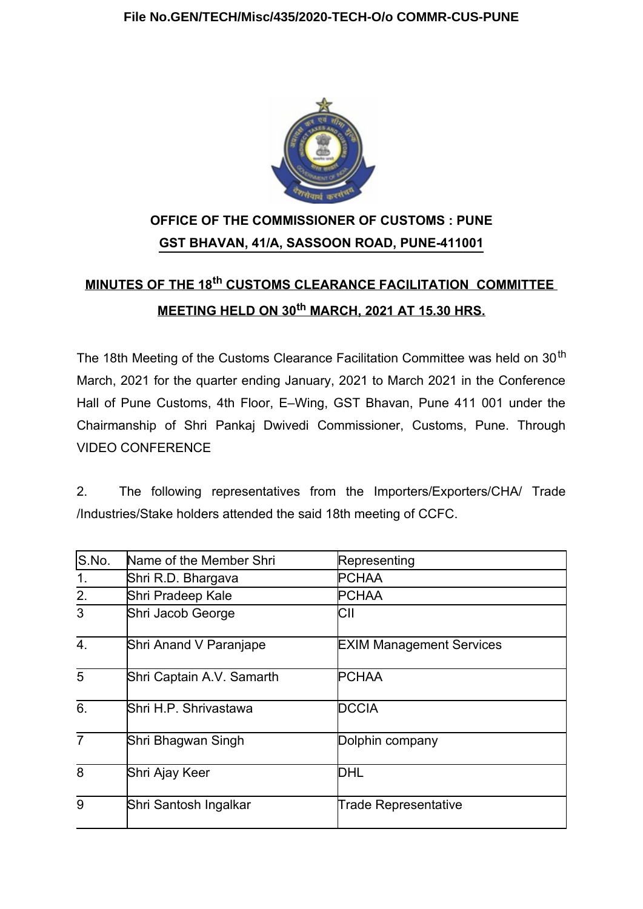File No.GEN/TECH/Misc/435/2020-TECH-O/o COMMR-CUS-PUNE

**OFFICE OF THE COMMISSIONER OF CUSTOMS : PUNE**
**GST BHAVAN, 41/A, SASSOON ROAD, PUNE-411001**

## MINUTES OF THE 18th CUSTOMS CLEARANCE FACILITATION COMMITTEE MEETING HELD ON 30th MARCH, 2021 AT 15.30 HRS.

The 18th Meeting of the Customs Clearance Facilitation Committee was held on 30th March, 2021 for the quarter ending January, 2021 to March 2021 in the Conference Hall of Pune Customs, 4th Floor, E–Wing, GST Bhavan, Pune 411 001 under the Chairmanship of Shri Pankaj Dwivedi Commissioner, Customs, Pune. Through VIDEO CONFERENCE

2. The following representatives from the Importers/Exporters/CHA/ Trade /Industries/Stake holders attended the said 18th meeting of CCFC.

| S.No. | Name of the Member Shri | Representing |
|---|---|---|
| 1. | Shri R.D. Bhargava | PCHAA |
| 2. | Shri Pradeep Kale | PCHAA |
| 3 | Shri Jacob George | CII |
| 4. | Shri Anand V Paranjape | EXIM Management Services |
| 5 | Shri Captain A.V. Samarth | PCHAA |
| 6. | Shri H.P. Shrivastawa | DCCIA |
| 7 | Shri Bhagwan Singh | Dolphin company |
| 8 | Shri Ajay Keer | DHL |
| 9 | Shri Santosh Ingalkar | Trade Representative |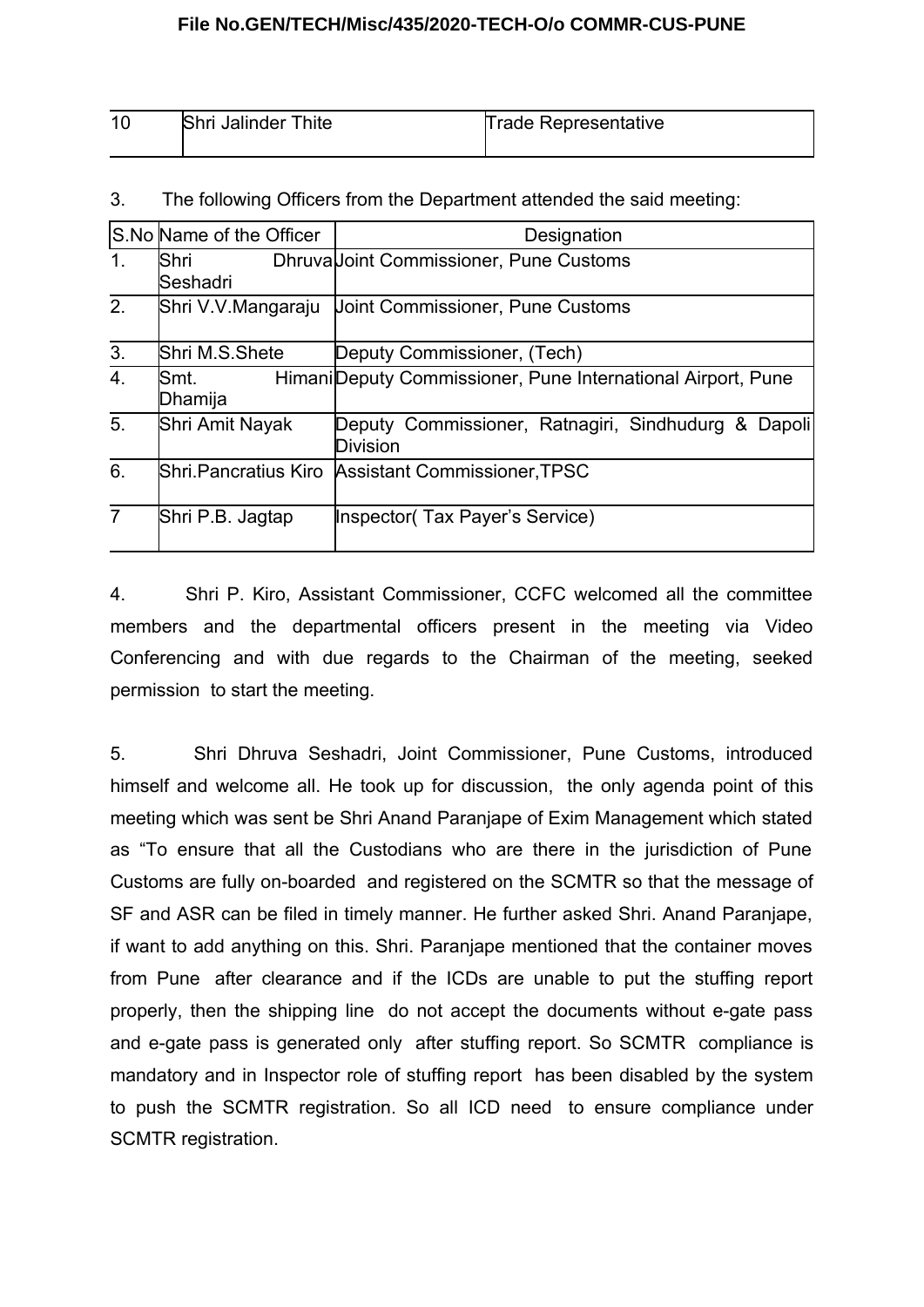| 10 | Shri Jalinder Thite | Trade Representative |
|---|---|---|

3. The following Officers from the Department attended the said meeting:

| S.No | Name of the Officer | Designation |
|---|---|---|
| 1. | Shri Dhruva Seshadri | Joint Commissioner, Pune Customs |
| 2. | Shri V.V.Mangaraju | Joint Commissioner, Pune Customs |
| 3. | Shri M.S.Shete | Deputy Commissioner, (Tech) |
| 4. | Smt. Himani Dhamija | Deputy Commissioner, Pune International Airport, Pune |
| 5. | Shri Amit Nayak | Deputy Commissioner, Ratnagiri, Sindhudurg & Dapoli Division |
| 6. | Shri.Pancratius Kiro | Assistant Commissioner,TPSC |
| 7 | Shri P.B. Jagtap | Inspector( Tax Payer's Service) |

4. Shri P. Kiro, Assistant Commissioner, CCFC welcomed all the committee members and the departmental officers present in the meeting via Video Conferencing and with due regards to the Chairman of the meeting, seeked permission to start the meeting.

5. Shri Dhruva Seshadri, Joint Commissioner, Pune Customs, introduced himself and welcome all. He took up for discussion, the only agenda point of this meeting which was sent be Shri Anand Paranjape of Exim Management which stated as "To ensure that all the Custodians who are there in the jurisdiction of Pune Customs are fully on-boarded and registered on the SCMTR so that the message of SF and ASR can be filed in timely manner. He further asked Shri. Anand Paranjape, if want to add anything on this. Shri. Paranjape mentioned that the container moves from Pune after clearance and if the ICDs are unable to put the stuffing report properly, then the shipping line do not accept the documents without e-gate pass and e-gate pass is generated only after stuffing report. So SCMTR compliance is mandatory and in Inspector role of stuffing report has been disabled by the system to push the SCMTR registration. So all ICD need to ensure compliance under SCMTR registration.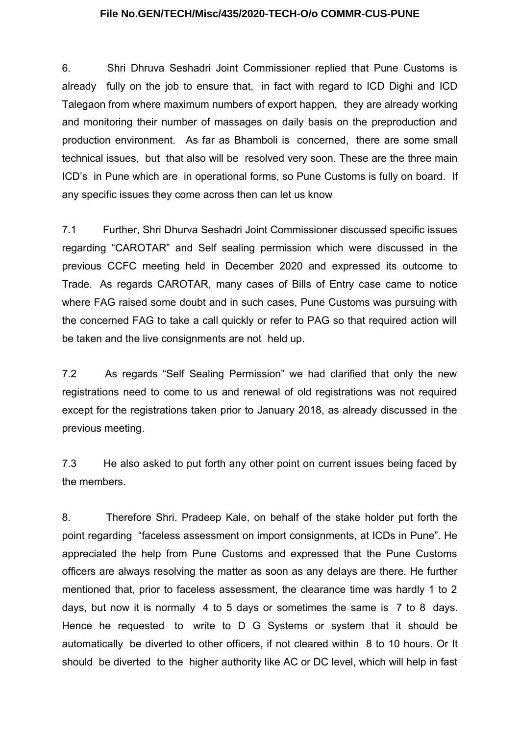6. Shri Dhruva Seshadri Joint Commissioner replied that Pune Customs is already fully on the job to ensure that, in fact with regard to ICD Dighi and ICD Talegaon from where maximum numbers of export happen, they are already working and monitoring their number of massages on daily basis on the preproduction and production environment. As far as Bhamboli is concerned, there are some small technical issues, but that also will be resolved very soon. These are the three main ICD's in Pune which are in operational forms, so Pune Customs is fully on board. If any specific issues they come across then can let us know

7.1 Further, Shri Dhurva Seshadri Joint Commissioner discussed specific issues regarding "CAROTAR" and Self sealing permission which were discussed in the previous CCFC meeting held in December 2020 and expressed its outcome to Trade. As regards CAROTAR, many cases of Bills of Entry case came to notice where FAG raised some doubt and in such cases, Pune Customs was pursuing with the concerned FAG to take a call quickly or refer to PAG so that required action will be taken and the live consignments are not held up.

7.2 As regards "Self Sealing Permission" we had clarified that only the new registrations need to come to us and renewal of old registrations was not required except for the registrations taken prior to January 2018, as already discussed in the previous meeting.

7.3 He also asked to put forth any other point on current issues being faced by the members.

8. Therefore Shri. Pradeep Kale, on behalf of the stake holder put forth the point regarding "faceless assessment on import consignments, at ICDs in Pune". He appreciated the help from Pune Customs and expressed that the Pune Customs officers are always resolving the matter as soon as any delays are there. He further mentioned that, prior to faceless assessment, the clearance time was hardly 1 to 2 days, but now it is normally 4 to 5 days or sometimes the same is 7 to 8 days. Hence he requested to write to D G Systems or system that it should be automatically be diverted to other officers, if not cleared within 8 to 10 hours. Or It should be diverted to the higher authority like AC or DC level, which will help in fast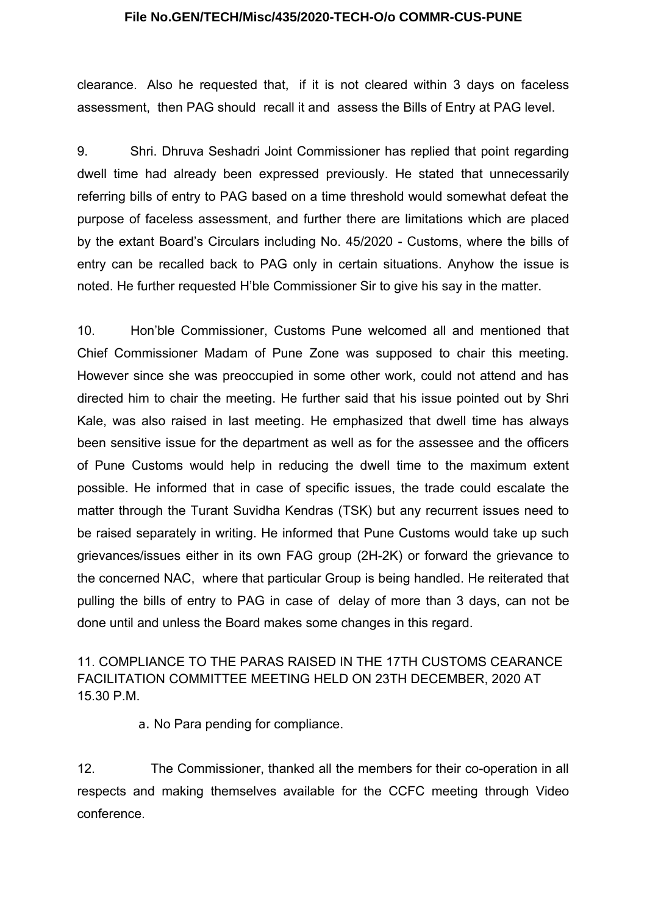clearance. Also he requested that, if it is not cleared within 3 days on faceless assessment, then PAG should recall it and assess the Bills of Entry at PAG level.

9. Shri. Dhruva Seshadri Joint Commissioner has replied that point regarding dwell time had already been expressed previously. He stated that unnecessarily referring bills of entry to PAG based on a time threshold would somewhat defeat the purpose of faceless assessment, and further there are limitations which are placed by the extant Board's Circulars including No. 45/2020 - Customs, where the bills of entry can be recalled back to PAG only in certain situations. Anyhow the issue is noted. He further requested H'ble Commissioner Sir to give his say in the matter.

10. Hon'ble Commissioner, Customs Pune welcomed all and mentioned that Chief Commissioner Madam of Pune Zone was supposed to chair this meeting. However since she was preoccupied in some other work, could not attend and has directed him to chair the meeting. He further said that his issue pointed out by Shri Kale, was also raised in last meeting. He emphasized that dwell time has always been sensitive issue for the department as well as for the assessee and the officers of Pune Customs would help in reducing the dwell time to the maximum extent possible. He informed that in case of specific issues, the trade could escalate the matter through the Turant Suvidha Kendras (TSK) but any recurrent issues need to be raised separately in writing. He informed that Pune Customs would take up such grievances/issues either in its own FAG group (2H-2K) or forward the grievance to the concerned NAC, where that particular Group is being handled. He reiterated that pulling the bills of entry to PAG in case of delay of more than 3 days, can not be done until and unless the Board makes some changes in this regard.

11. COMPLIANCE TO THE PARAS RAISED IN THE 17TH CUSTOMS CEARANCE FACILITATION COMMITTEE MEETING HELD ON 23TH DECEMBER, 2020 AT 15.30 P.M.

a. No Para pending for compliance.

12. The Commissioner, thanked all the members for their co-operation in all respects and making themselves available for the CCFC meeting through Video conference.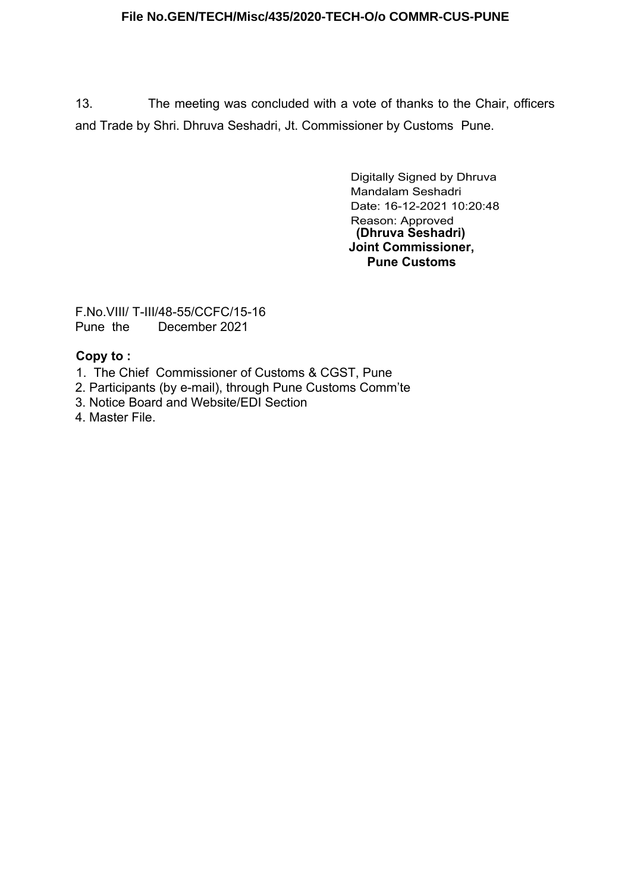13. The meeting was concluded with a vote of thanks to the Chair, officers and Trade by Shri. Dhruva Seshadri, Jt. Commissioner by Customs Pune.

Digitally Signed by Dhruva Mandalam Seshadri
Date: 16-12-2021 10:20:48
Reason: Approved

**(Dhruva Seshadri)**
**Joint Commissioner,**
**Pune Customs**

F.No.VIII/ T-III/48-55/CCFC/15-16
Pune the December 2021

**Copy to :**

1. The Chief Commissioner of Customs & CGST, Pune
2. Participants (by e-mail), through Pune Customs Comm'te
3. Notice Board and Website/EDI Section
4. Master File.